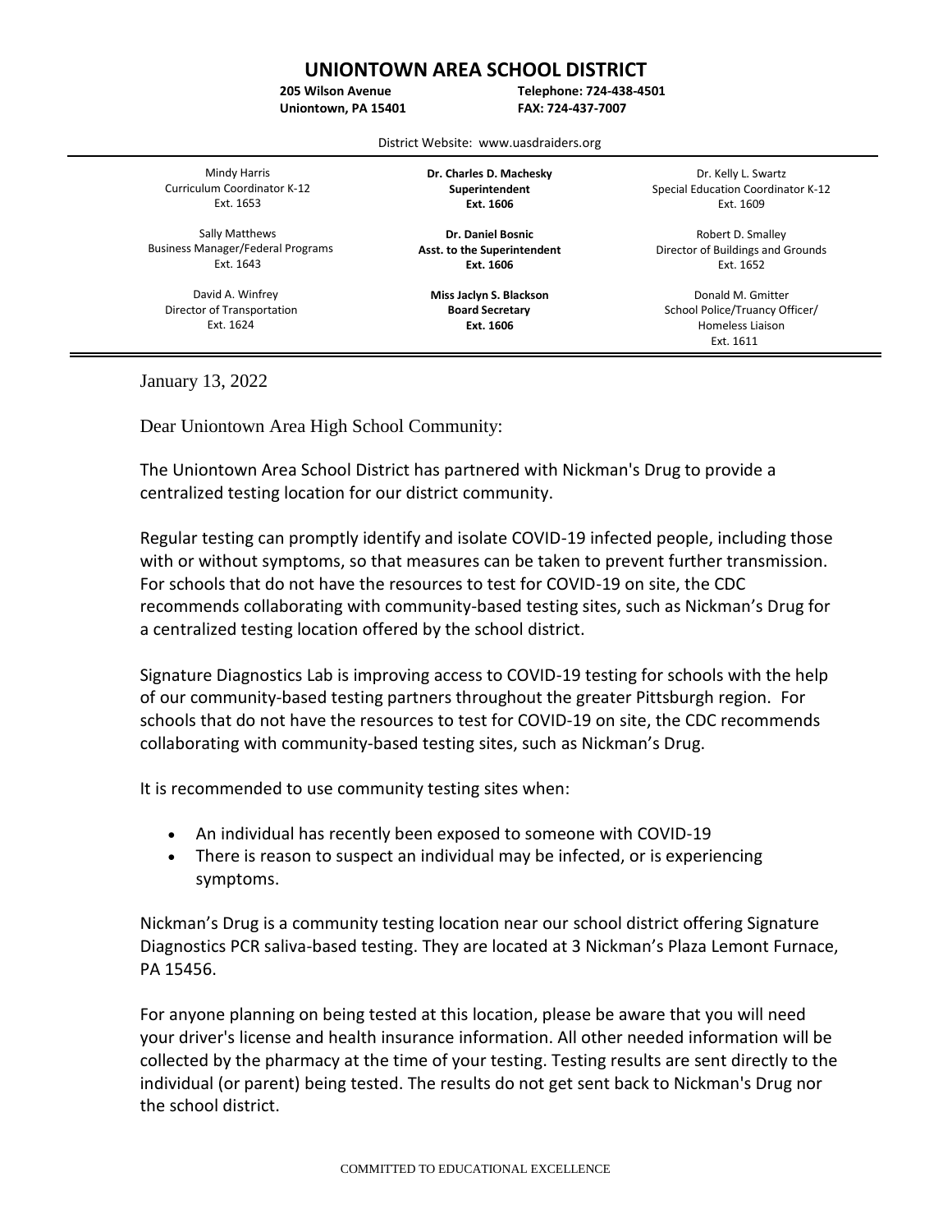# UNIONTOWN AREA SCHOOL DISTRICT

**205 Wilson Avenue**
**Uniontown, PA 15401**

**Telephone: 724-438-4501**
**FAX: 724-437-7007**

District Website: www.uasdraiders.org

| | | |
|---|---|---|
| Mindy Harris<br>Curriculum Coordinator K-12<br>Ext. 1653 | **Dr. Charles D. Machesky**<br>**Superintendent**<br>**Ext. 1606** | Dr. Kelly L. Swartz<br>Special Education Coordinator K-12<br>Ext. 1609 |
| Sally Matthews<br>Business Manager/Federal Programs<br>Ext. 1643 | **Dr. Daniel Bosnic**<br>**Asst. to the Superintendent**<br>**Ext. 1606** | Robert D. Smalley<br>Director of Buildings and Grounds<br>Ext. 1652 |
| David A. Winfrey<br>Director of Transportation<br>Ext. 1624 | **Miss Jaclyn S. Blackson**<br>**Board Secretary**<br>**Ext. 1606** | Donald M. Gmitter<br>School Police/Truancy Officer/<br>Homeless Liaison<br>Ext. 1611 |

January 13, 2022

Dear Uniontown Area High School Community:

The Uniontown Area School District has partnered with Nickman's Drug to provide a centralized testing location for our district community.

Regular testing can promptly identify and isolate COVID-19 infected people, including those with or without symptoms, so that measures can be taken to prevent further transmission. For schools that do not have the resources to test for COVID-19 on site, the CDC recommends collaborating with community-based testing sites, such as Nickman's Drug for a centralized testing location offered by the school district.

Signature Diagnostics Lab is improving access to COVID-19 testing for schools with the help of our community-based testing partners throughout the greater Pittsburgh region. For schools that do not have the resources to test for COVID-19 on site, the CDC recommends collaborating with community-based testing sites, such as Nickman's Drug.

It is recommended to use community testing sites when:

- An individual has recently been exposed to someone with COVID-19
- There is reason to suspect an individual may be infected, or is experiencing symptoms.

Nickman's Drug is a community testing location near our school district offering Signature Diagnostics PCR saliva-based testing. They are located at 3 Nickman's Plaza Lemont Furnace, PA 15456.

For anyone planning on being tested at this location, please be aware that you will need your driver's license and health insurance information. All other needed information will be collected by the pharmacy at the time of your testing. Testing results are sent directly to the individual (or parent) being tested. The results do not get sent back to Nickman's Drug nor the school district.

COMMITTED TO EDUCATIONAL EXCELLENCE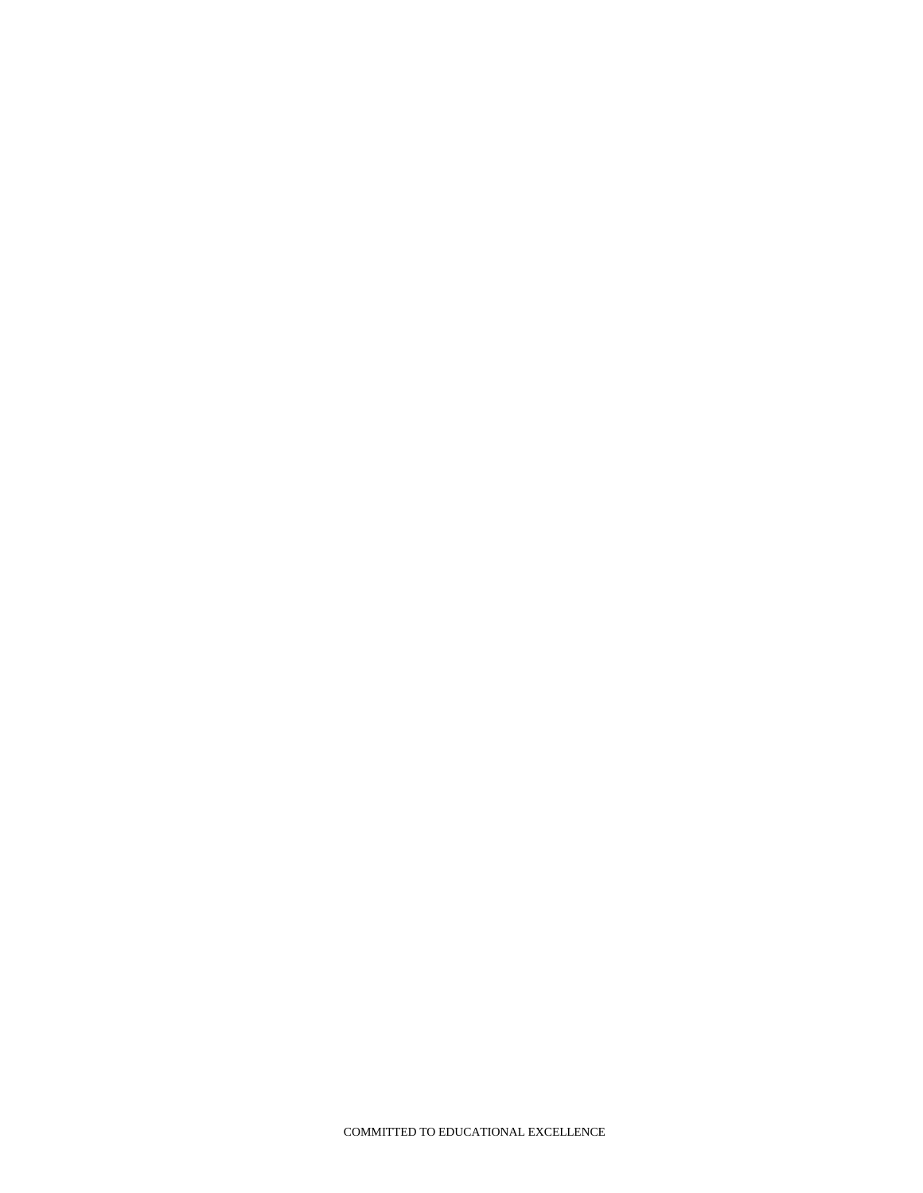COMMITTED TO EDUCATIONAL EXCELLENCE